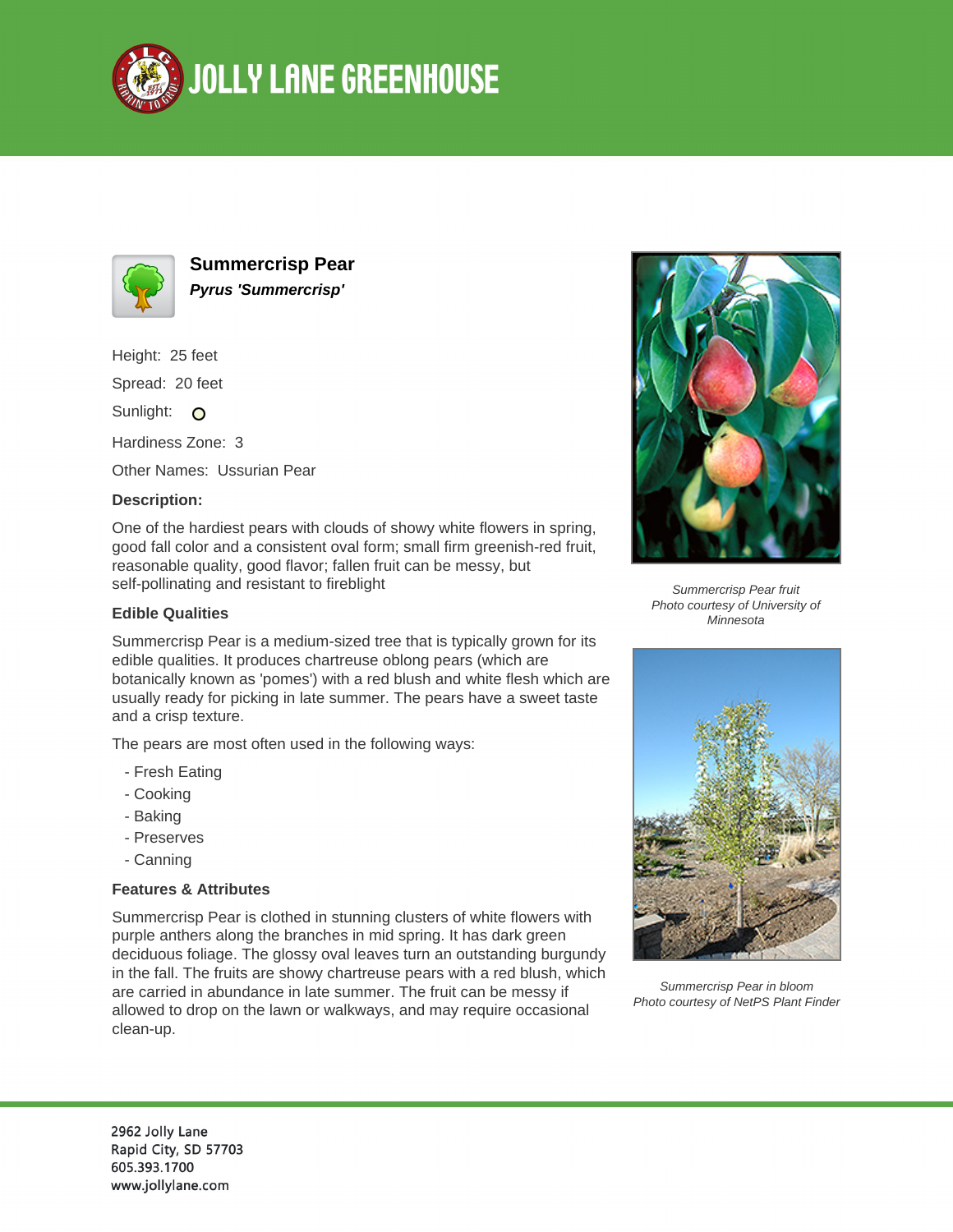# JOLLY LANE GREENHOUSE

## Summercrisp Pear

***Pyrus 'Summercrisp'***

Height: 25 feet

Spread: 20 feet

Sunlight: O

Hardiness Zone: 3

Other Names: Ussurian Pear

**Description:**

One of the hardiest pears with clouds of showy white flowers in spring, good fall color and a consistent oval form; small firm greenish-red fruit, reasonable quality, good flavor; fallen fruit can be messy, but self-pollinating and resistant to fireblight

### Edible Qualities

Summercrisp Pear is a medium-sized tree that is typically grown for its edible qualities. It produces chartreuse oblong pears (which are botanically known as 'pomes') with a red blush and white flesh which are usually ready for picking in late summer. The pears have a sweet taste and a crisp texture.

The pears are most often used in the following ways:

- Fresh Eating
- Cooking
- Baking
- Preserves
- Canning

### Features & Attributes

Summercrisp Pear is clothed in stunning clusters of white flowers with purple anthers along the branches in mid spring. It has dark green deciduous foliage. The glossy oval leaves turn an outstanding burgundy in the fall. The fruits are showy chartreuse pears with a red blush, which are carried in abundance in late summer. The fruit can be messy if allowed to drop on the lawn or walkways, and may require occasional clean-up.

*Summercrisp Pear fruit*
*Photo courtesy of University of Minnesota*

*Summercrisp Pear in bloom*
*Photo courtesy of NetPS Plant Finder*

2962 Jolly Lane
Rapid City, SD 57703
605.393.1700
www.jollylane.com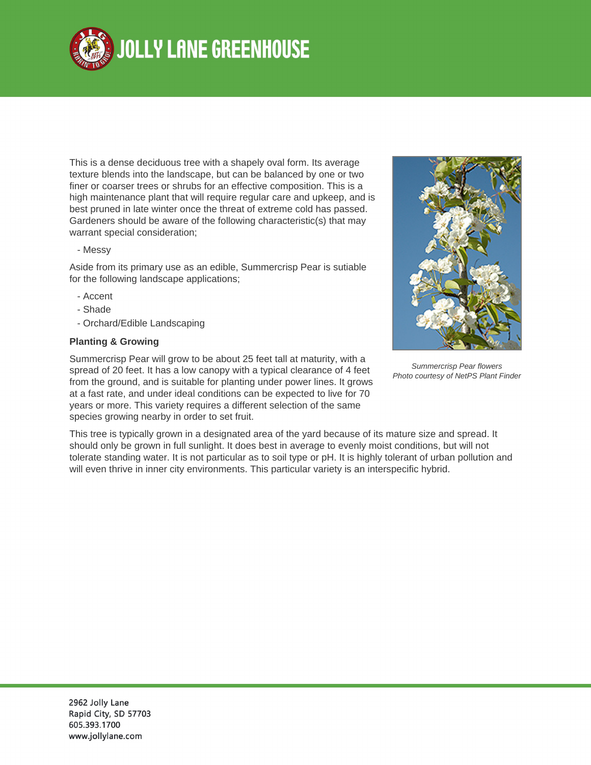This is a dense deciduous tree with a shapely oval form. Its average texture blends into the landscape, but can be balanced by one or two finer or coarser trees or shrubs for an effective composition. This is a high maintenance plant that will require regular care and upkeep, and is best pruned in late winter once the threat of extreme cold has passed. Gardeners should be aware of the following characteristic(s) that may warrant special consideration;

- Messy

Aside from its primary use as an edible, Summercrisp Pear is sutiable for the following landscape applications;

- Accent
- Shade
- Orchard/Edible Landscaping

**Planting & Growing**

Summercrisp Pear will grow to be about 25 feet tall at maturity, with a spread of 20 feet. It has a low canopy with a typical clearance of 4 feet from the ground, and is suitable for planting under power lines. It grows at a fast rate, and under ideal conditions can be expected to live for 70 years or more. This variety requires a different selection of the same species growing nearby in order to set fruit.

*Summercrisp Pear flowers*
*Photo courtesy of NetPS Plant Finder*

This tree is typically grown in a designated area of the yard because of its mature size and spread. It should only be grown in full sunlight. It does best in average to evenly moist conditions, but will not tolerate standing water. It is not particular as to soil type or pH. It is highly tolerant of urban pollution and will even thrive in inner city environments. This particular variety is an interspecific hybrid.